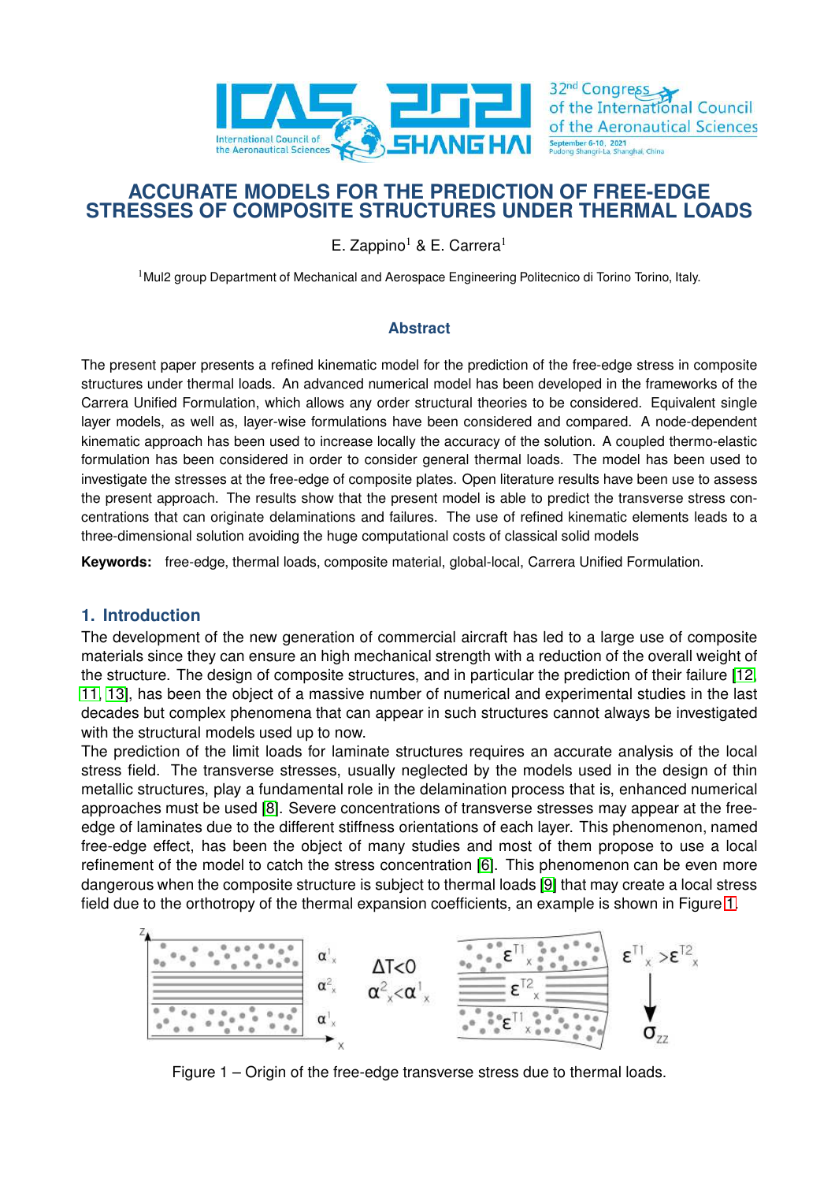# ACCURATE MODELS FOR THE PREDICTION OF FREE-EDGE STRESSES OF COMPOSITE STRUCTURES UNDER THERMAL LOADS

E. Zappino[1] & E. Carrera[1]

[1]Mul2 group Department of Mechanical and Aerospace Engineering Politecnico di Torino Torino, Italy.

## Abstract

The present paper presents a refined kinematic model for the prediction of the free-edge stress in composite structures under thermal loads. An advanced numerical model has been developed in the frameworks of the Carrera Unified Formulation, which allows any order structural theories to be considered. Equivalent single layer models, as well as, layer-wise formulations have been considered and compared. A node-dependent kinematic approach has been used to increase locally the accuracy of the solution. A coupled thermo-elastic formulation has been considered in order to consider general thermal loads. The model has been used to investigate the stresses at the free-edge of composite plates. Open literature results have been use to assess the present approach. The results show that the present model is able to predict the transverse stress concentrations that can originate delaminations and failures. The use of refined kinematic elements leads to a three-dimensional solution avoiding the huge computational costs of classical solid models

**Keywords:** free-edge, thermal loads, composite material, global-local, Carrera Unified Formulation.

## 1. Introduction

The development of the new generation of commercial aircraft has led to a large use of composite materials since they can ensure an high mechanical strength with a reduction of the overall weight of the structure. The design of composite structures, and in particular the prediction of their failure [12, 11, 13], has been the object of a massive number of numerical and experimental studies in the last decades but complex phenomena that can appear in such structures cannot always be investigated with the structural models used up to now.

The prediction of the limit loads for laminate structures requires an accurate analysis of the local stress field. The transverse stresses, usually neglected by the models used in the design of thin metallic structures, play a fundamental role in the delamination process that is, enhanced numerical approaches must be used [8]. Severe concentrations of transverse stresses may appear at the free-edge of laminates due to the different stiffness orientations of each layer. This phenomenon, named free-edge effect, has been the object of many studies and most of them propose to use a local refinement of the model to catch the stress concentration [6]. This phenomenon can be even more dangerous when the composite structure is subject to thermal loads [9] that may create a local stress field due to the orthotropy of the thermal expansion coefficients, an example is shown in Figure 1.

Figure 1 – Origin of the free-edge transverse stress due to thermal loads.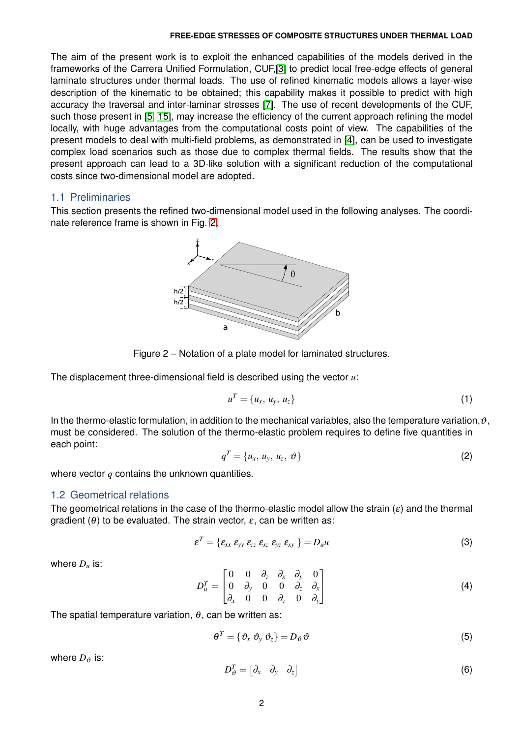The aim of the present work is to exploit the enhanced capabilities of the models derived in the frameworks of the Carrera Unified Formulation, CUF,[3] to predict local free-edge effects of general laminate structures under thermal loads. The use of refined kinematic models allows a layer-wise description of the kinematic to be obtained; this capability makes it possible to predict with high accuracy the traversal and inter-laminar stresses [7]. The use of recent developments of the CUF, such those present in [5, 15], may increase the efficiency of the current approach refining the model locally, with huge advantages from the computational costs point of view. The capabilities of the present models to deal with multi-field problems, as demonstrated in [4], can be used to investigate complex load scenarios such as those due to complex thermal fields. The results show that the present approach can lead to a 3D-like solution with a significant reduction of the computational costs since two-dimensional model are adopted.

## 1.1 Preliminaries

This section presents the refined two-dimensional model used in the following analyses. The coordinate reference frame is shown in Fig. 2.

Figure 2 – Notation of a plate model for laminated structures.

The displacement three-dimensional field is described using the vector $u$:

$$u^T = \{u_x,\, u_y,\, u_z\} \tag{1}$$

In the thermo-elastic formulation, in addition to the mechanical variables, also the temperature variation, $\vartheta$, must be considered. The solution of the thermo-elastic problem requires to define five quantities in each point:

$$q^T = \{u_x,\, u_y,\, u_z,\, \vartheta\} \tag{2}$$

where vector $q$ contains the unknown quantities.

## 1.2 Geometrical relations

The geometrical relations in the case of the thermo-elastic model allow the strain ($\varepsilon$) and the thermal gradient ($\theta$) to be evaluated. The strain vector, $\varepsilon$, can be written as:

$$\varepsilon^T = \{\varepsilon_{xx}\ \varepsilon_{yy}\ \varepsilon_{zz}\ \varepsilon_{xz}\ \varepsilon_{yz}\ \varepsilon_{xy}\} = D_u u \tag{3}$$

where $D_u$ is:

$$D_u^T = \begin{bmatrix} 0 & 0 & \partial_z & \partial_x & \partial_y & 0 \\ 0 & \partial_y & 0 & 0 & \partial_z & \partial_x \\ \partial_x & 0 & 0 & \partial_z & 0 & \partial_y \end{bmatrix} \tag{4}$$

The spatial temperature variation, $\theta$, can be written as:

$$\theta^T = \{\vartheta_x\ \vartheta_y\ \vartheta_z\} = D_\vartheta \vartheta \tag{5}$$

where $D_\vartheta$ is:

$$D_\vartheta^T = \begin{bmatrix} \partial_x & \partial_y & \partial_z \end{bmatrix} \tag{6}$$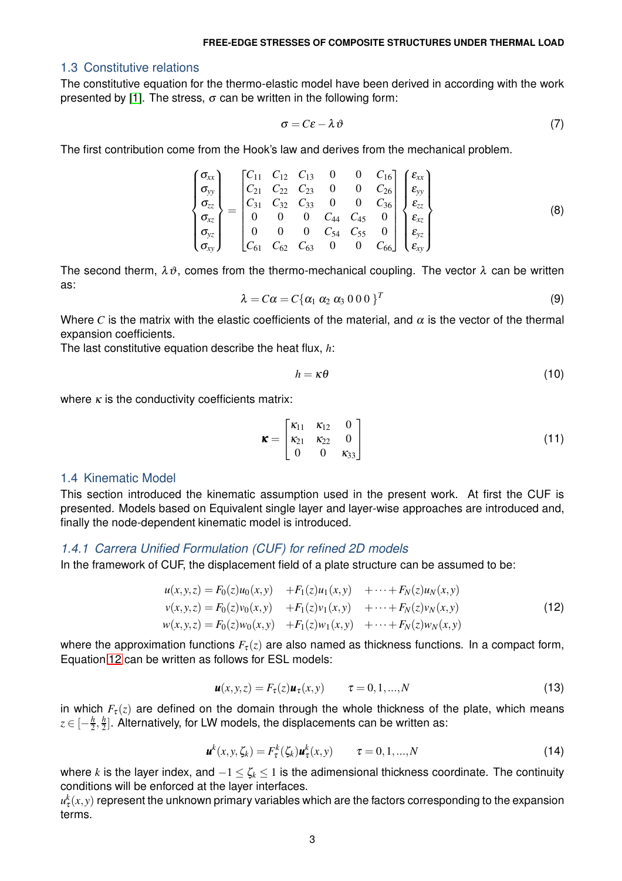## 1.3 Constitutive relations

The constitutive equation for the thermo-elastic model have been derived in according with the work presented by [1]. The stress, $\sigma$ can be written in the following form:

$$\sigma = C\varepsilon - \lambda\vartheta \tag{7}$$

The first contribution come from the Hook's law and derives from the mechanical problem.

$$\begin{Bmatrix} \sigma_{xx} \\ \sigma_{yy} \\ \sigma_{zz} \\ \sigma_{xz} \\ \sigma_{yz} \\ \sigma_{xy} \end{Bmatrix} = \begin{bmatrix} C_{11} & C_{12} & C_{13} & 0 & 0 & C_{16} \\ C_{21} & C_{22} & C_{23} & 0 & 0 & C_{26} \\ C_{31} & C_{32} & C_{33} & 0 & 0 & C_{36} \\ 0 & 0 & 0 & C_{44} & C_{45} & 0 \\ 0 & 0 & 0 & C_{54} & C_{55} & 0 \\ C_{61} & C_{62} & C_{63} & 0 & 0 & C_{66} \end{bmatrix} \begin{Bmatrix} \varepsilon_{xx} \\ \varepsilon_{yy} \\ \varepsilon_{zz} \\ \varepsilon_{xz} \\ \varepsilon_{yz} \\ \varepsilon_{xy} \end{Bmatrix} \tag{8}$$

The second therm, $\lambda\vartheta$, comes from the thermo-mechanical coupling. The vector $\lambda$ can be written as:

$$\lambda = C\alpha = C\{\alpha_1 \ \alpha_2 \ \alpha_3 \ 0 \ 0 \ 0\}^T \tag{9}$$

Where $C$ is the matrix with the elastic coefficients of the material, and $\alpha$ is the vector of the thermal expansion coefficients.

The last constitutive equation describe the heat flux, $h$:

$$h = \kappa\theta \tag{10}$$

where $\kappa$ is the conductivity coefficients matrix:

$$\boldsymbol{\kappa} = \begin{bmatrix} \kappa_{11} & \kappa_{12} & 0 \\ \kappa_{21} & \kappa_{22} & 0 \\ 0 & 0 & \kappa_{33} \end{bmatrix} \tag{11}$$

## 1.4 Kinematic Model

This section introduced the kinematic assumption used in the present work. At first the CUF is presented. Models based on Equivalent single layer and layer-wise approaches are introduced and, finally the node-dependent kinematic model is introduced.

### *1.4.1 Carrera Unified Formulation (CUF) for refined 2D models*

In the framework of CUF, the displacement field of a plate structure can be assumed to be:

$$\begin{aligned} u(x,y,z) &= F_0(z)u_0(x,y) \quad +F_1(z)u_1(x,y) \quad +\cdots+F_N(z)u_N(x,y) \\ v(x,y,z) &= F_0(z)v_0(x,y) \quad +F_1(z)v_1(x,y) \quad +\cdots+F_N(z)v_N(x,y) \\ w(x,y,z) &= F_0(z)w_0(x,y) \quad +F_1(z)w_1(x,y) \quad +\cdots+F_N(z)w_N(x,y) \end{aligned} \tag{12}$$

where the approximation functions $F_\tau(z)$ are also named as thickness functions. In a compact form, Equation 12 can be written as follows for ESL models:

$$\boldsymbol{u}(x,y,z) = F_\tau(z)\boldsymbol{u}_\tau(x,y) \qquad \tau = 0,1,...,N \tag{13}$$

in which $F_\tau(z)$ are defined on the domain through the whole thickness of the plate, which means $z \in [-\frac{h}{2}, \frac{h}{2}]$. Alternatively, for LW models, the displacements can be written as:

$$\boldsymbol{u}^k(x,y,\zeta_k) = F_\tau^k(\zeta_k)\boldsymbol{u}_\tau^k(x,y) \qquad \tau = 0,1,...,N \tag{14}$$

where $k$ is the layer index, and $-1 \leq \zeta_k \leq 1$ is the adimensional thickness coordinate. The continuity conditions will be enforced at the layer interfaces.

$u_\tau^k(x,y)$ represent the unknown primary variables which are the factors corresponding to the expansion terms.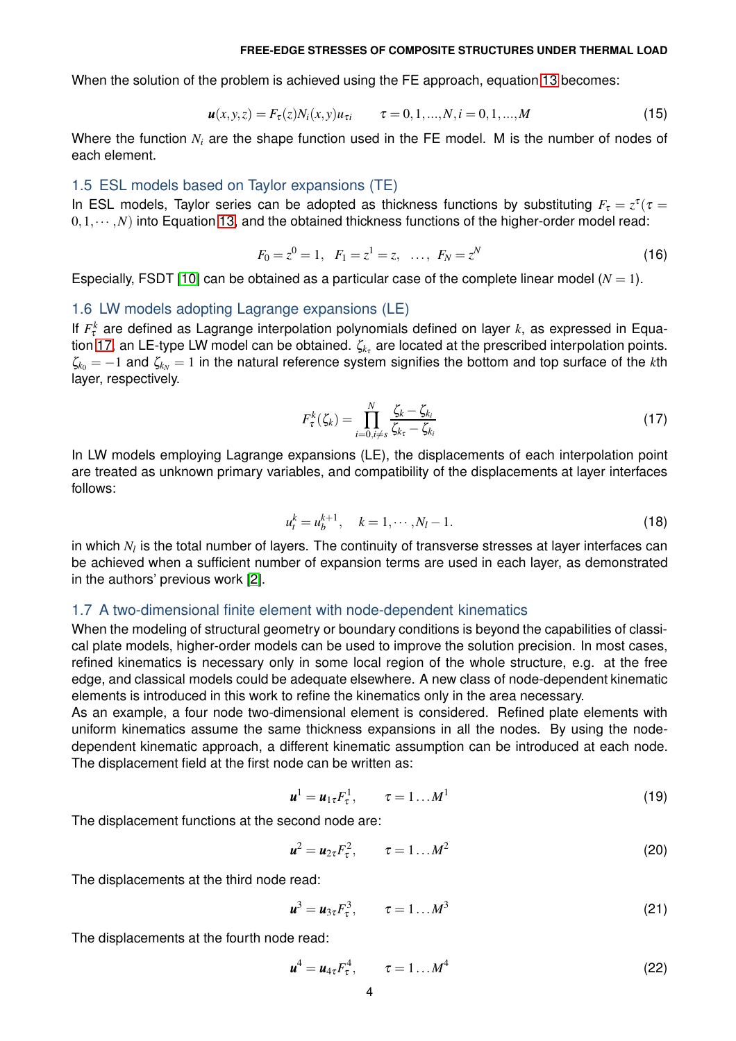When the solution of the problem is achieved using the FE approach, equation 13 becomes:

$$\boldsymbol{u}(x,y,z) = F_\tau(z) N_i(x,y) u_{\tau i} \qquad \tau = 0,1,...,N, i = 0,1,...,M \tag{15}$$

Where the function $N_i$ are the shape function used in the FE model. M is the number of nodes of each element.

## 1.5 ESL models based on Taylor expansions (TE)

In ESL models, Taylor series can be adopted as thickness functions by substituting $F_\tau = z^\tau(\tau = 0,1,\cdots,N)$ into Equation 13, and the obtained thickness functions of the higher-order model read:

$$F_0 = z^0 = 1, \quad F_1 = z^1 = z, \quad \ldots, \quad F_N = z^N \tag{16}$$

Especially, FSDT [10] can be obtained as a particular case of the complete linear model ($N = 1$).

## 1.6 LW models adopting Lagrange expansions (LE)

If $F_\tau^k$ are defined as Lagrange interpolation polynomials defined on layer $k$, as expressed in Equation 17, an LE-type LW model can be obtained. $\zeta_{k_\tau}$ are located at the prescribed interpolation points. $\zeta_{k_0} = -1$ and $\zeta_{k_N} = 1$ in the natural reference system signifies the bottom and top surface of the $k$th layer, respectively.

$$F_\tau^k(\zeta_k) = \prod_{i=0, i\neq s}^{N} \frac{\zeta_k - \zeta_{k_i}}{\zeta_{k_\tau} - \zeta_{k_i}} \tag{17}$$

In LW models employing Lagrange expansions (LE), the displacements of each interpolation point are treated as unknown primary variables, and compatibility of the displacements at layer interfaces follows:

$$u_t^k = u_b^{k+1}, \quad k = 1,\cdots,N_l - 1. \tag{18}$$

in which $N_l$ is the total number of layers. The continuity of transverse stresses at layer interfaces can be achieved when a sufficient number of expansion terms are used in each layer, as demonstrated in the authors' previous work [2].

## 1.7 A two-dimensional finite element with node-dependent kinematics

When the modeling of structural geometry or boundary conditions is beyond the capabilities of classical plate models, higher-order models can be used to improve the solution precision. In most cases, refined kinematics is necessary only in some local region of the whole structure, e.g. at the free edge, and classical models could be adequate elsewhere. A new class of node-dependent kinematic elements is introduced in this work to refine the kinematics only in the area necessary.

As an example, a four node two-dimensional element is considered. Refined plate elements with uniform kinematics assume the same thickness expansions in all the nodes. By using the node-dependent kinematic approach, a different kinematic assumption can be introduced at each node. The displacement field at the first node can be written as:

$$\boldsymbol{u}^1 = \boldsymbol{u}_{1\tau} F_\tau^1, \qquad \tau = 1\ldots M^1 \tag{19}$$

The displacement functions at the second node are:

$$\boldsymbol{u}^2 = \boldsymbol{u}_{2\tau} F_\tau^2, \qquad \tau = 1\ldots M^2 \tag{20}$$

The displacements at the third node read:

$$\boldsymbol{u}^3 = \boldsymbol{u}_{3\tau} F_\tau^3, \qquad \tau = 1\ldots M^3 \tag{21}$$

The displacements at the fourth node read:

$$\boldsymbol{u}^4 = \boldsymbol{u}_{4\tau} F_\tau^4, \qquad \tau = 1\ldots M^4 \tag{22}$$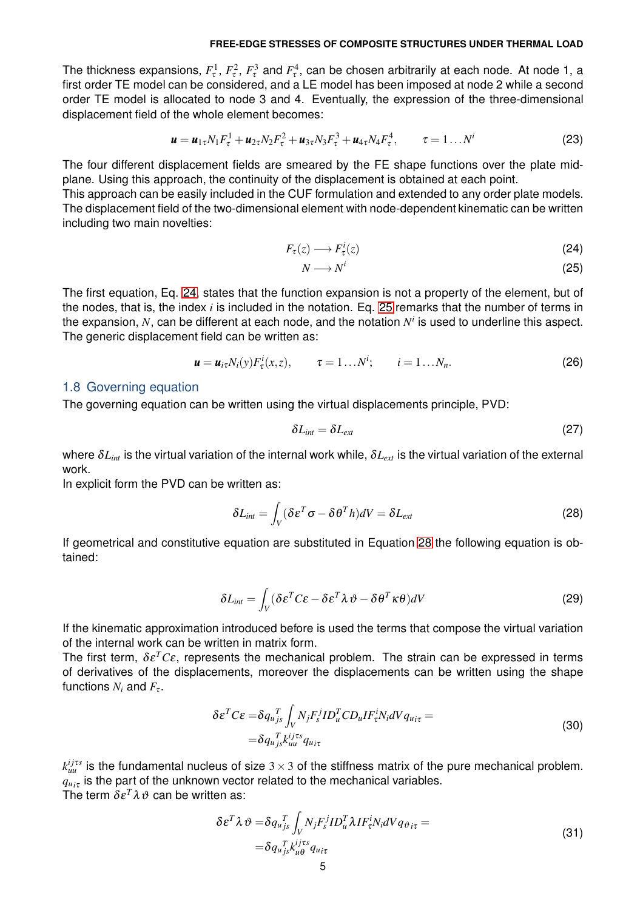The thickness expansions, $F_\tau^1$, $F_\tau^2$, $F_\tau^3$ and $F_\tau^4$, can be chosen arbitrarily at each node. At node 1, a first order TE model can be considered, and a LE model has been imposed at node 2 while a second order TE model is allocated to node 3 and 4. Eventually, the expression of the three-dimensional displacement field of the whole element becomes:

$$\boldsymbol{u} = \boldsymbol{u}_{1\tau} N_1 F_\tau^1 + \boldsymbol{u}_{2\tau} N_2 F_\tau^2 + \boldsymbol{u}_{3\tau} N_3 F_\tau^3 + \boldsymbol{u}_{4\tau} N_4 F_\tau^4, \qquad \tau = 1 \dots N^i \tag{23}$$

The four different displacement fields are smeared by the FE shape functions over the plate mid-plane. Using this approach, the continuity of the displacement is obtained at each point.
This approach can be easily included in the CUF formulation and extended to any order plate models. The displacement field of the two-dimensional element with node-dependent kinematic can be written including two main novelties:

$$F_\tau(z) \longrightarrow F_\tau^i(z) \tag{24}$$

$$N \longrightarrow N^i \tag{25}$$

The first equation, Eq. 24, states that the function expansion is not a property of the element, but of the nodes, that is, the index $i$ is included in the notation. Eq. 25 remarks that the number of terms in the expansion, $N$, can be different at each node, and the notation $N^i$ is used to underline this aspect. The generic displacement field can be written as:

$$\boldsymbol{u} = \boldsymbol{u}_{i\tau} N_i(y) F_\tau^i(x,z), \qquad \tau = 1 \dots N^i; \qquad i = 1 \dots N_n. \tag{26}$$

## 1.8 Governing equation

The governing equation can be written using the virtual displacements principle, PVD:

$$\delta L_{int} = \delta L_{ext} \tag{27}$$

where $\delta L_{int}$ is the virtual variation of the internal work while, $\delta L_{ext}$ is the virtual variation of the external work.
In explicit form the PVD can be written as:

$$\delta L_{int} = \int_V (\delta \varepsilon^T \sigma - \delta \theta^T h) dV = \delta L_{ext} \tag{28}$$

If geometrical and constitutive equation are substituted in Equation 28 the following equation is obtained:

$$\delta L_{int} = \int_V (\delta \varepsilon^T C \varepsilon - \delta \varepsilon^T \lambda \vartheta - \delta \theta^T \kappa \theta) dV \tag{29}$$

If the kinematic approximation introduced before is used the terms that compose the virtual variation of the internal work can be written in matrix form.
The first term, $\delta \varepsilon^T C \varepsilon$, represents the mechanical problem. The strain can be expressed in terms of derivatives of the displacements, moreover the displacements can be written using the shape functions $N_i$ and $F_\tau$.

$$\begin{aligned} \delta \varepsilon^T C \varepsilon =& \delta q_{u_{js}}^T \int_V N_j F_s^j I D_u^T C D_u I F_\tau^i N_i dV q_{u_{i\tau}} = \\ =& \delta q_{u_{js}}^T k_{uu}^{ij\tau s} q_{u_{i\tau}} \end{aligned} \tag{30}$$

$k_{uu}^{ij\tau s}$ is the fundamental nucleus of size $3 \times 3$ of the stiffness matrix of the pure mechanical problem. $q_{u_{i\tau}}$ is the part of the unknown vector related to the mechanical variables.
The term $\delta \varepsilon^T \lambda \vartheta$ can be written as:

$$\begin{aligned} \delta \varepsilon^T \lambda \vartheta =& \delta q_{u_{js}}^T \int_V N_j F_s^j I D_u^T \lambda I F_\tau^i N_i dV q_{\vartheta_{i\tau}} = \\ =& \delta q_{u_{js}}^T k_{u\theta}^{ij\tau s} q_{u_{i\tau}} \end{aligned} \tag{31}$$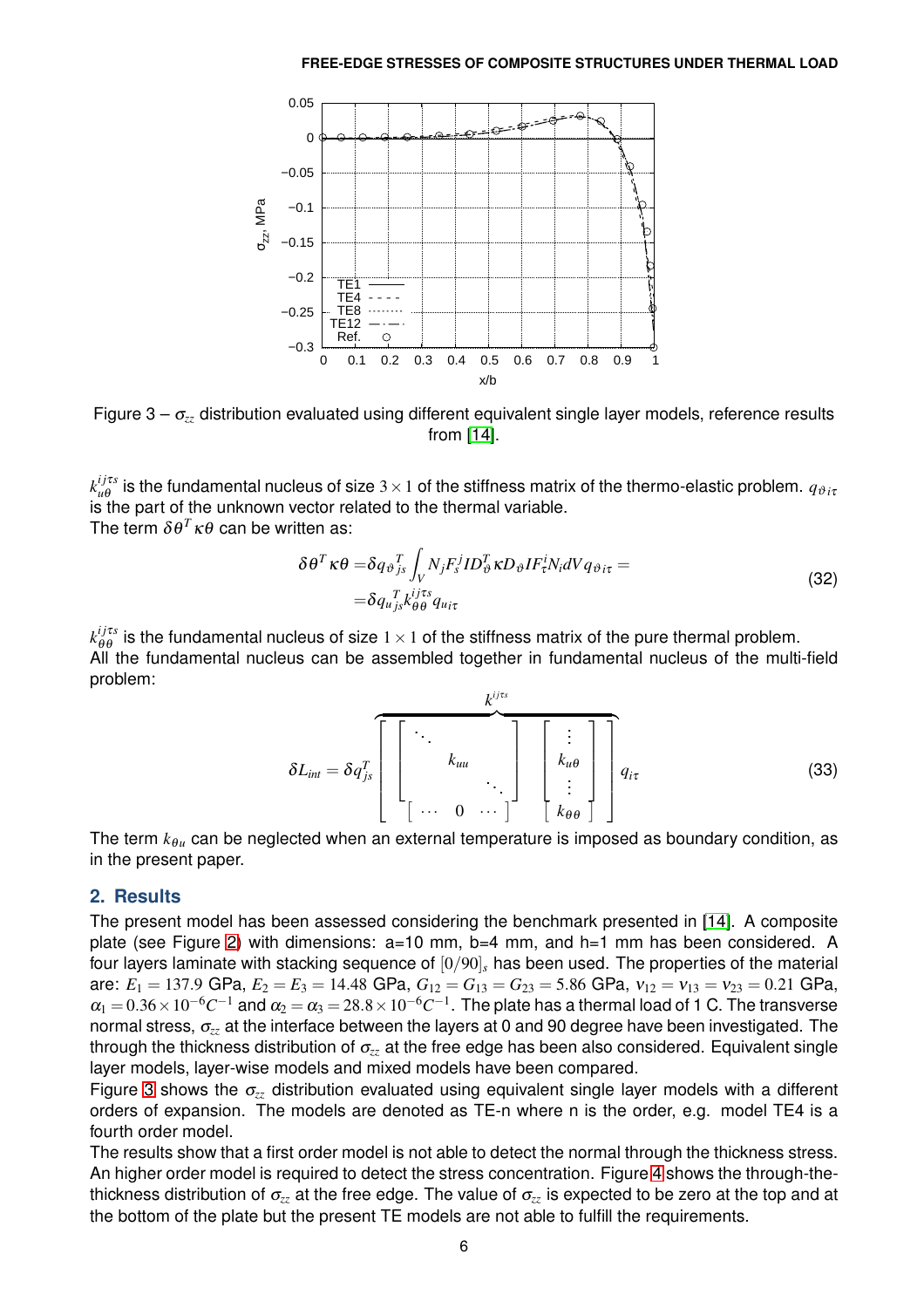Figure 3 – $\sigma_{zz}$ distribution evaluated using different equivalent single layer models, reference results from [14].

$k_{u\theta}^{ij\tau s}$ is the fundamental nucleus of size $3 \times 1$ of the stiffness matrix of the thermo-elastic problem. $q_{\vartheta i\tau}$ is the part of the unknown vector related to the thermal variable.
The term $\delta\theta^T \kappa\theta$ can be written as:

$$
\begin{aligned}
\delta\theta^T \kappa\theta =& \delta q_{\vartheta js}^T \int_V N_j F_s^j I D_\vartheta^T \kappa D_\vartheta I F_\tau^i N_i dV q_{\vartheta i\tau} = \\
=& \delta q_{u js}^T k_{\theta\theta}^{ij\tau s} q_{u i\tau}
\end{aligned}
\tag{32}
$$

$k_{\theta\theta}^{ij\tau s}$ is the fundamental nucleus of size $1 \times 1$ of the stiffness matrix of the pure thermal problem.
All the fundamental nucleus can be assembled together in fundamental nucleus of the multi-field problem:

$$
\delta L_{int} = \delta q_{js}^T \overbrace{\begin{bmatrix} \begin{bmatrix} \ddots & & \\ & k_{uu} & \\ & & \ddots \end{bmatrix} & \begin{bmatrix} \vdots \\ k_{u\theta} \\ \vdots \end{bmatrix} \\ \begin{bmatrix} \cdots & 0 & \cdots \end{bmatrix} & \begin{bmatrix} k_{\theta\theta} \end{bmatrix} \end{bmatrix}}^{k^{ij\tau s}} q_{i\tau}
\tag{33}
$$

The term $k_{\theta u}$ can be neglected when an external temperature is imposed as boundary condition, as in the present paper.

## 2. Results

The present model has been assessed considering the benchmark presented in [14]. A composite plate (see Figure 2) with dimensions: a=10 mm, b=4 mm, and h=1 mm has been considered. A four layers laminate with stacking sequence of $[0/90]_s$ has been used. The properties of the material are: $E_1 = 137.9$ GPa, $E_2 = E_3 = 14.48$ GPa, $G_{12} = G_{13} = G_{23} = 5.86$ GPa, $\nu_{12} = \nu_{13} = \nu_{23} = 0.21$ GPa, $\alpha_1 = 0.36 \times 10^{-6} C^{-1}$ and $\alpha_2 = \alpha_3 = 28.8 \times 10^{-6} C^{-1}$. The plate has a thermal load of 1 C. The transverse normal stress, $\sigma_{zz}$ at the interface between the layers at 0 and 90 degree have been investigated. The through the thickness distribution of $\sigma_{zz}$ at the free edge has been also considered. Equivalent single layer models, layer-wise models and mixed models have been compared.

Figure 3 shows the $\sigma_{zz}$ distribution evaluated using equivalent single layer models with a different orders of expansion. The models are denoted as TE-n where n is the order, e.g. model TE4 is a fourth order model.

The results show that a first order model is not able to detect the normal through the thickness stress. An higher order model is required to detect the stress concentration. Figure 4 shows the through-the-thickness distribution of $\sigma_{zz}$ at the free edge. The value of $\sigma_{zz}$ is expected to be zero at the top and at the bottom of the plate but the present TE models are not able to fulfill the requirements.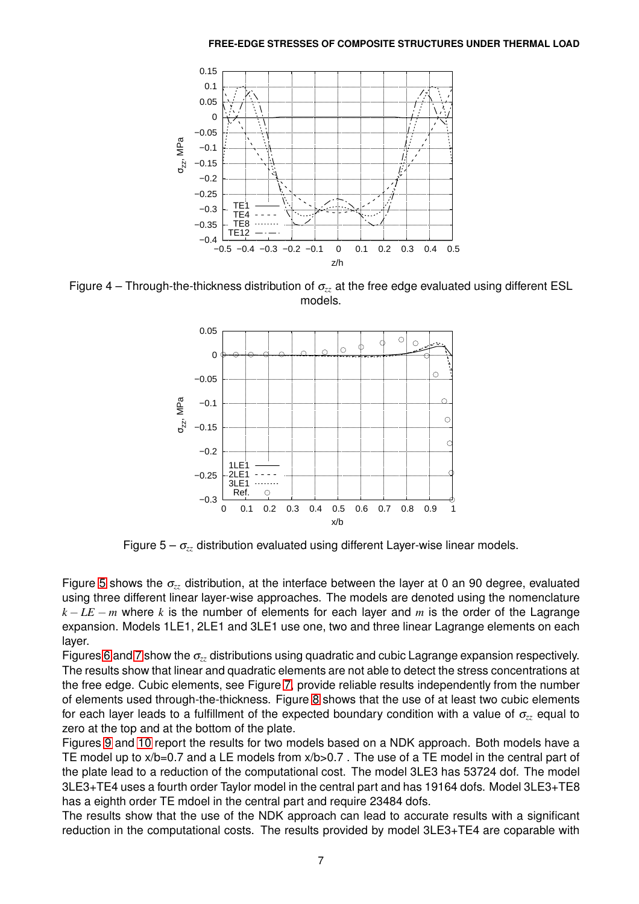Figure 4 – Through-the-thickness distribution of $\sigma_{zz}$ at the free edge evaluated using different ESL models.

Figure 5 – $\sigma_{zz}$ distribution evaluated using different Layer-wise linear models.

Figure 5 shows the $\sigma_{zz}$ distribution, at the interface between the layer at 0 an 90 degree, evaluated using three different linear layer-wise approaches. The models are denoted using the nomenclature $k-LE-m$ where $k$ is the number of elements for each layer and $m$ is the order of the Lagrange expansion. Models 1LE1, 2LE1 and 3LE1 use one, two and three linear Lagrange elements on each layer.

Figures 6 and 7 show the $\sigma_{zz}$ distributions using quadratic and cubic Lagrange expansion respectively. The results show that linear and quadratic elements are not able to detect the stress concentrations at the free edge. Cubic elements, see Figure 7, provide reliable results independently from the number of elements used through-the-thickness. Figure 8 shows that the use of at least two cubic elements for each layer leads to a fulfillment of the expected boundary condition with a value of $\sigma_{zz}$ equal to zero at the top and at the bottom of the plate.

Figures 9 and 10 report the results for two models based on a NDK approach. Both models have a TE model up to x/b=0.7 and a LE models from x/b>0.7 . The use of a TE model in the central part of the plate lead to a reduction of the computational cost. The model 3LE3 has 53724 dof. The model 3LE3+TE4 uses a fourth order Taylor model in the central part and has 19164 dofs. Model 3LE3+TE8 has a eighth order TE mdoel in the central part and require 23484 dofs.

The results show that the use of the NDK approach can lead to accurate results with a significant reduction in the computational costs. The results provided by model 3LE3+TE4 are coparable with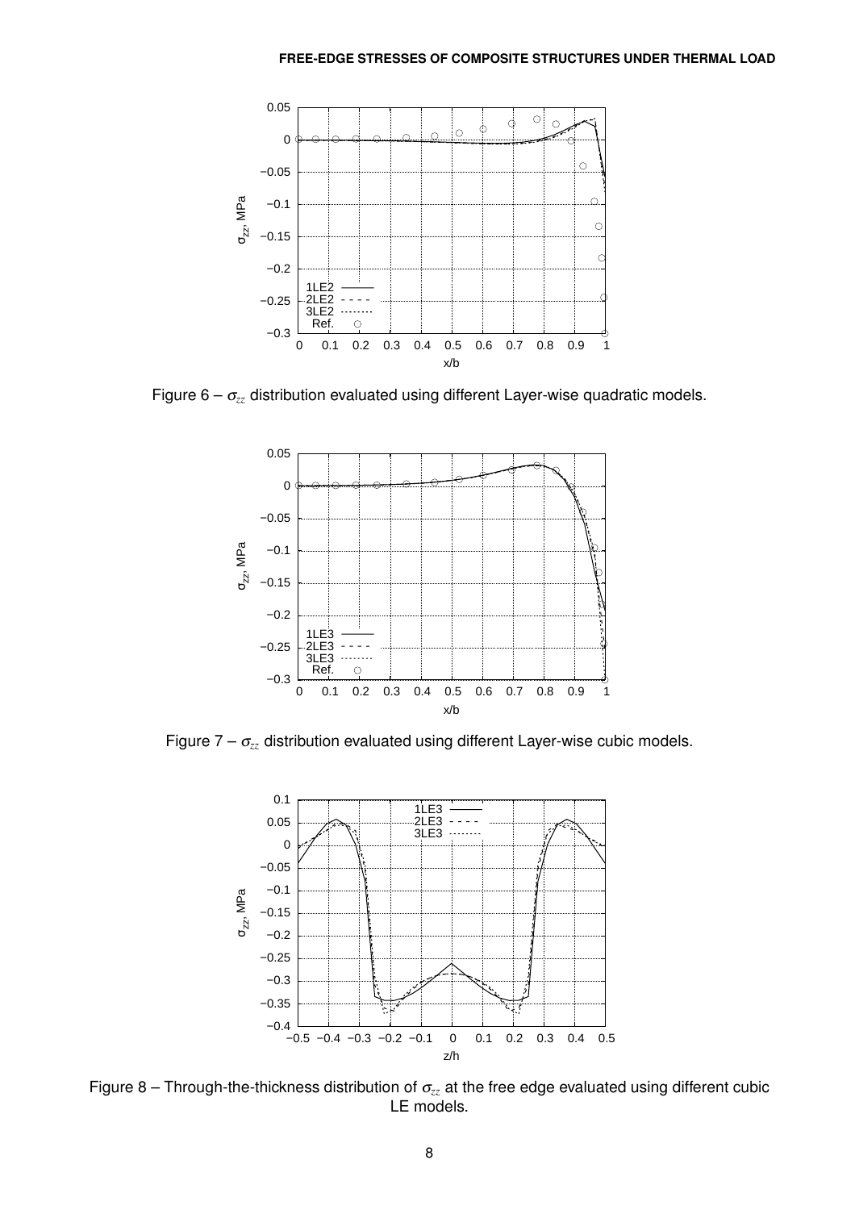Figure 6 – $\sigma_{zz}$ distribution evaluated using different Layer-wise quadratic models.

Figure 7 – $\sigma_{zz}$ distribution evaluated using different Layer-wise cubic models.

Figure 8 – Through-the-thickness distribution of $\sigma_{zz}$ at the free edge evaluated using different cubic LE models.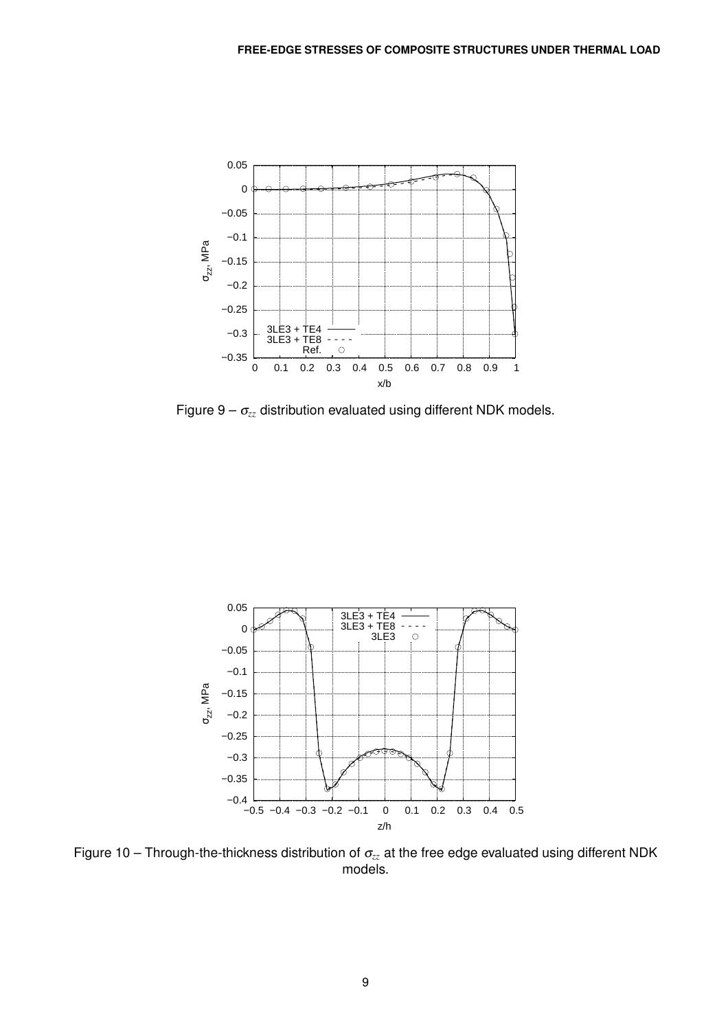Figure 9 – $\sigma_{zz}$ distribution evaluated using different NDK models.

Figure 10 – Through-the-thickness distribution of $\sigma_{zz}$ at the free edge evaluated using different NDK models.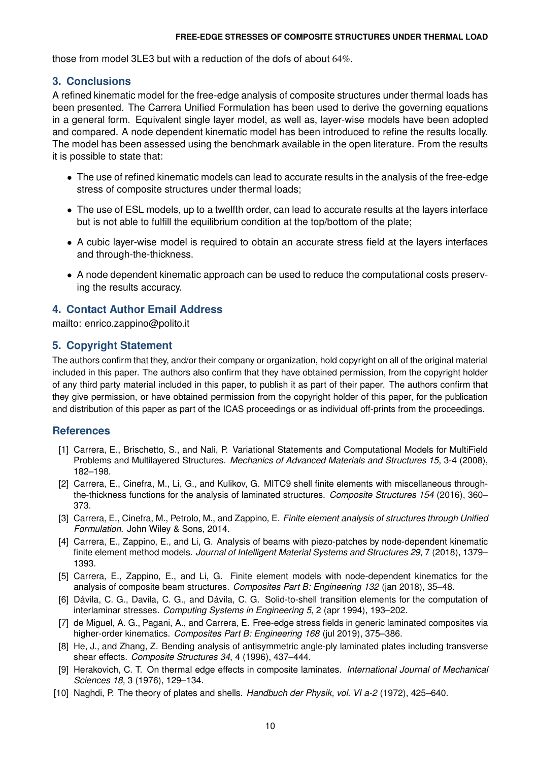those from model 3LE3 but with a reduction of the dofs of about $64\%$.

## 3. Conclusions

A refined kinematic model for the free-edge analysis of composite structures under thermal loads has been presented. The Carrera Unified Formulation has been used to derive the governing equations in a general form. Equivalent single layer model, as well as, layer-wise models have been adopted and compared. A node dependent kinematic model has been introduced to refine the results locally. The model has been assessed using the benchmark available in the open literature. From the results it is possible to state that:

- The use of refined kinematic models can lead to accurate results in the analysis of the free-edge stress of composite structures under thermal loads;
- The use of ESL models, up to a twelfth order, can lead to accurate results at the layers interface but is not able to fulfill the equilibrium condition at the top/bottom of the plate;
- A cubic layer-wise model is required to obtain an accurate stress field at the layers interfaces and through-the-thickness.
- A node dependent kinematic approach can be used to reduce the computational costs preserving the results accuracy.

## 4. Contact Author Email Address

mailto: enrico.zappino@polito.it

## 5. Copyright Statement

The authors confirm that they, and/or their company or organization, hold copyright on all of the original material included in this paper. The authors also confirm that they have obtained permission, from the copyright holder of any third party material included in this paper, to publish it as part of their paper. The authors confirm that they give permission, or have obtained permission from the copyright holder of this paper, for the publication and distribution of this paper as part of the ICAS proceedings or as individual off-prints from the proceedings.

## References

[1] Carrera, E., Brischetto, S., and Nali, P. Variational Statements and Computational Models for MultiField Problems and Multilayered Structures. *Mechanics of Advanced Materials and Structures 15*, 3-4 (2008), 182–198.

[2] Carrera, E., Cinefra, M., Li, G., and Kulikov, G. MITC9 shell finite elements with miscellaneous through-the-thickness functions for the analysis of laminated structures. *Composite Structures 154* (2016), 360–373.

[3] Carrera, E., Cinefra, M., Petrolo, M., and Zappino, E. *Finite element analysis of structures through Unified Formulation*. John Wiley & Sons, 2014.

[4] Carrera, E., Zappino, E., and Li, G. Analysis of beams with piezo-patches by node-dependent kinematic finite element method models. *Journal of Intelligent Material Systems and Structures 29*, 7 (2018), 1379–1393.

[5] Carrera, E., Zappino, E., and Li, G. Finite element models with node-dependent kinematics for the analysis of composite beam structures. *Composites Part B: Engineering 132* (jan 2018), 35–48.

[6] Dávila, C. G., Davila, C. G., and Dávila, C. G. Solid-to-shell transition elements for the computation of interlaminar stresses. *Computing Systems in Engineering 5*, 2 (apr 1994), 193–202.

[7] de Miguel, A. G., Pagani, A., and Carrera, E. Free-edge stress fields in generic laminated composites via higher-order kinematics. *Composites Part B: Engineering 168* (jul 2019), 375–386.

[8] He, J., and Zhang, Z. Bending analysis of antisymmetric angle-ply laminated plates including transverse shear effects. *Composite Structures 34*, 4 (1996), 437–444.

[9] Herakovich, C. T. On thermal edge effects in composite laminates. *International Journal of Mechanical Sciences 18*, 3 (1976), 129–134.

[10] Naghdi, P. The theory of plates and shells. *Handbuch der Physik, vol. VI a-2* (1972), 425–640.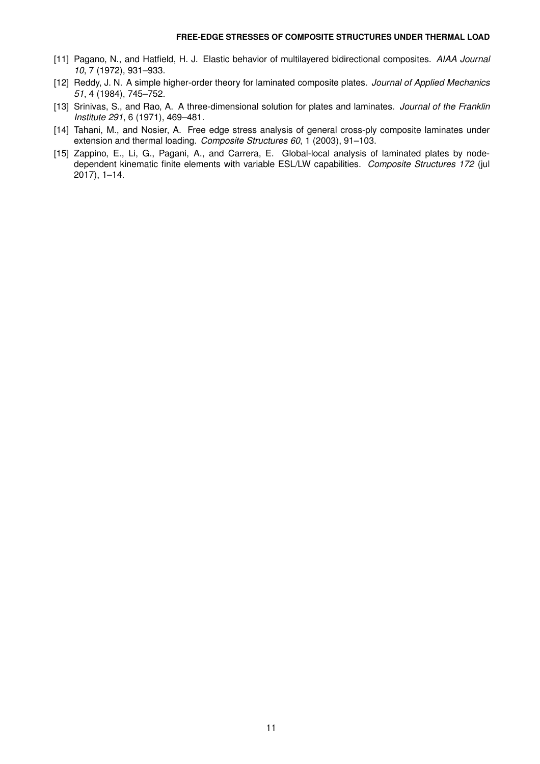[11] Pagano, N., and Hatfield, H. J. Elastic behavior of multilayered bidirectional composites. *AIAA Journal 10*, 7 (1972), 931–933.

[12] Reddy, J. N. A simple higher-order theory for laminated composite plates. *Journal of Applied Mechanics 51*, 4 (1984), 745–752.

[13] Srinivas, S., and Rao, A. A three-dimensional solution for plates and laminates. *Journal of the Franklin Institute 291*, 6 (1971), 469–481.

[14] Tahani, M., and Nosier, A. Free edge stress analysis of general cross-ply composite laminates under extension and thermal loading. *Composite Structures 60*, 1 (2003), 91–103.

[15] Zappino, E., Li, G., Pagani, A., and Carrera, E. Global-local analysis of laminated plates by node-dependent kinematic finite elements with variable ESL/LW capabilities. *Composite Structures 172* (jul 2017), 1–14.